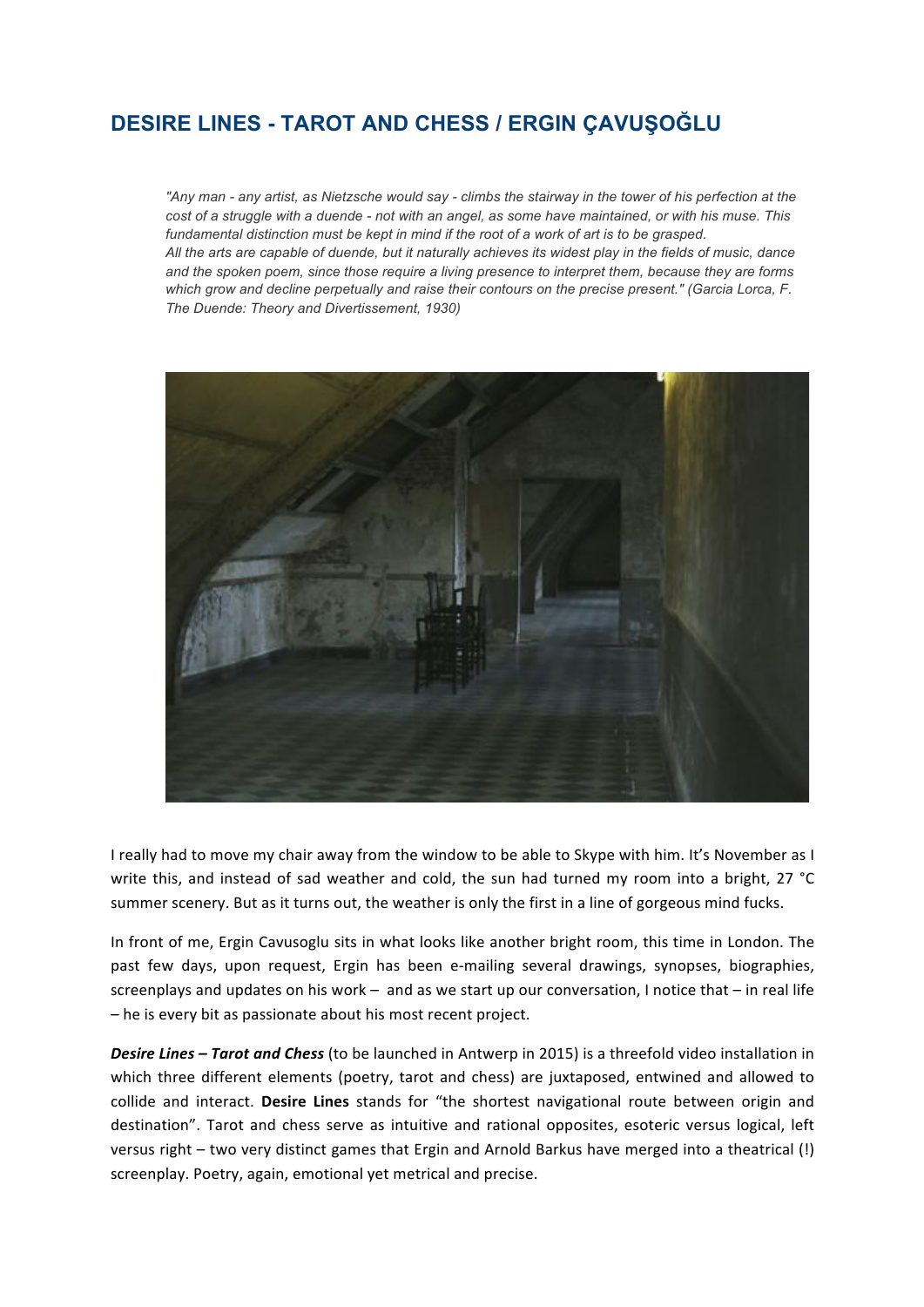# DESIRE LINES - TAROT AND CHESS / ERGIN ÇAVUŞOĞLU

> *"Any man - any artist, as Nietzsche would say - climbs the stairway in the tower of his perfection at the cost of a struggle with a duende - not with an angel, as some have maintained, or with his muse. This fundamental distinction must be kept in mind if the root of a work of art is to be grasped.*
> *All the arts are capable of duende, but it naturally achieves its widest play in the fields of music, dance and the spoken poem, since those require a living presence to interpret them, because they are forms which grow and decline perpetually and raise their contours on the precise present." (Garcia Lorca, F. The Duende: Theory and Divertissement, 1930)*

I really had to move my chair away from the window to be able to Skype with him. It's November as I write this, and instead of sad weather and cold, the sun had turned my room into a bright, 27 °C summer scenery. But as it turns out, the weather is only the first in a line of gorgeous mind fucks.

In front of me, Ergin Cavusoglu sits in what looks like another bright room, this time in London. The past few days, upon request, Ergin has been e-mailing several drawings, synopses, biographies, screenplays and updates on his work – and as we start up our conversation, I notice that – in real life – he is every bit as passionate about his most recent project.

***Desire Lines – Tarot and Chess*** (to be launched in Antwerp in 2015) is a threefold video installation in which three different elements (poetry, tarot and chess) are juxtaposed, entwined and allowed to collide and interact. **Desire Lines** stands for "the shortest navigational route between origin and destination". Tarot and chess serve as intuitive and rational opposites, esoteric versus logical, left versus right – two very distinct games that Ergin and Arnold Barkus have merged into a theatrical (!) screenplay. Poetry, again, emotional yet metrical and precise.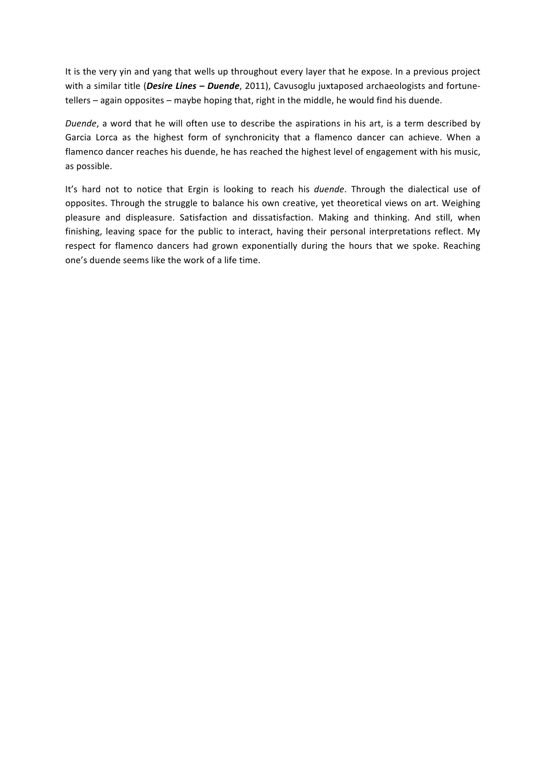It is the very yin and yang that wells up throughout every layer that he expose. In a previous project with a similar title (***Desire Lines – Duende***, 2011), Cavusoglu juxtaposed archaeologists and fortune-tellers – again opposites – maybe hoping that, right in the middle, he would find his duende.

*Duende*, a word that he will often use to describe the aspirations in his art, is a term described by Garcia Lorca as the highest form of synchronicity that a flamenco dancer can achieve. When a flamenco dancer reaches his duende, he has reached the highest level of engagement with his music, as possible.

It's hard not to notice that Ergin is looking to reach his *duende*. Through the dialectical use of opposites. Through the struggle to balance his own creative, yet theoretical views on art. Weighing pleasure and displeasure. Satisfaction and dissatisfaction. Making and thinking. And still, when finishing, leaving space for the public to interact, having their personal interpretations reflect. My respect for flamenco dancers had grown exponentially during the hours that we spoke. Reaching one's duende seems like the work of a life time.